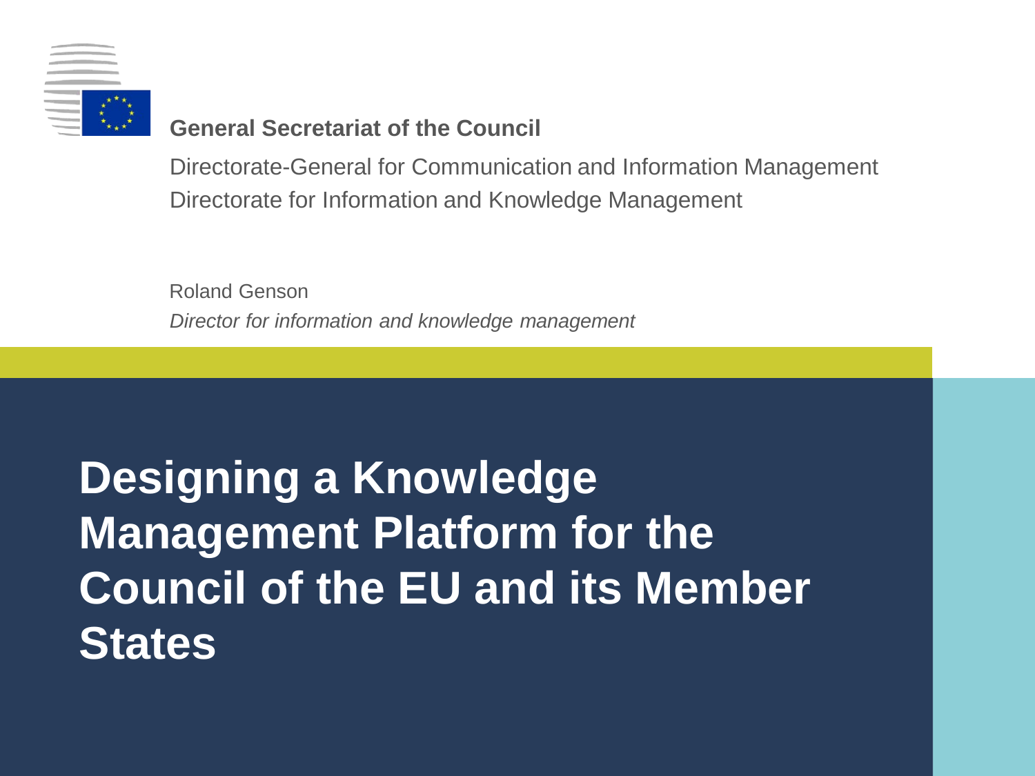**General Secretariat of the Council**

Directorate-General for Communication and Information Management
Directorate for Information and Knowledge Management

Roland Genson
*Director for information and knowledge management*

# Designing a Knowledge Management Platform for the Council of the EU and its Member States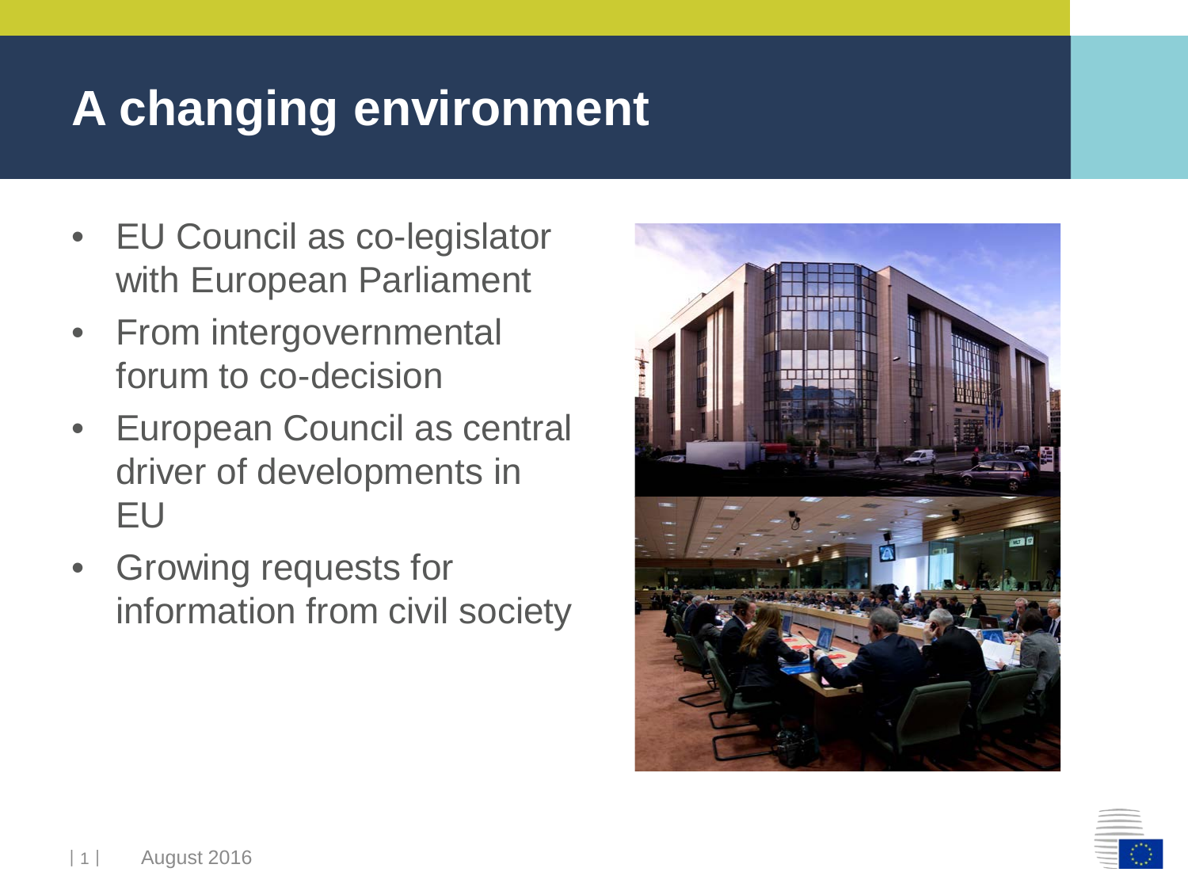# A changing environment

- EU Council as co-legislator with European Parliament
- From intergovernmental forum to co-decision
- European Council as central driver of developments in EU
- Growing requests for information from civil society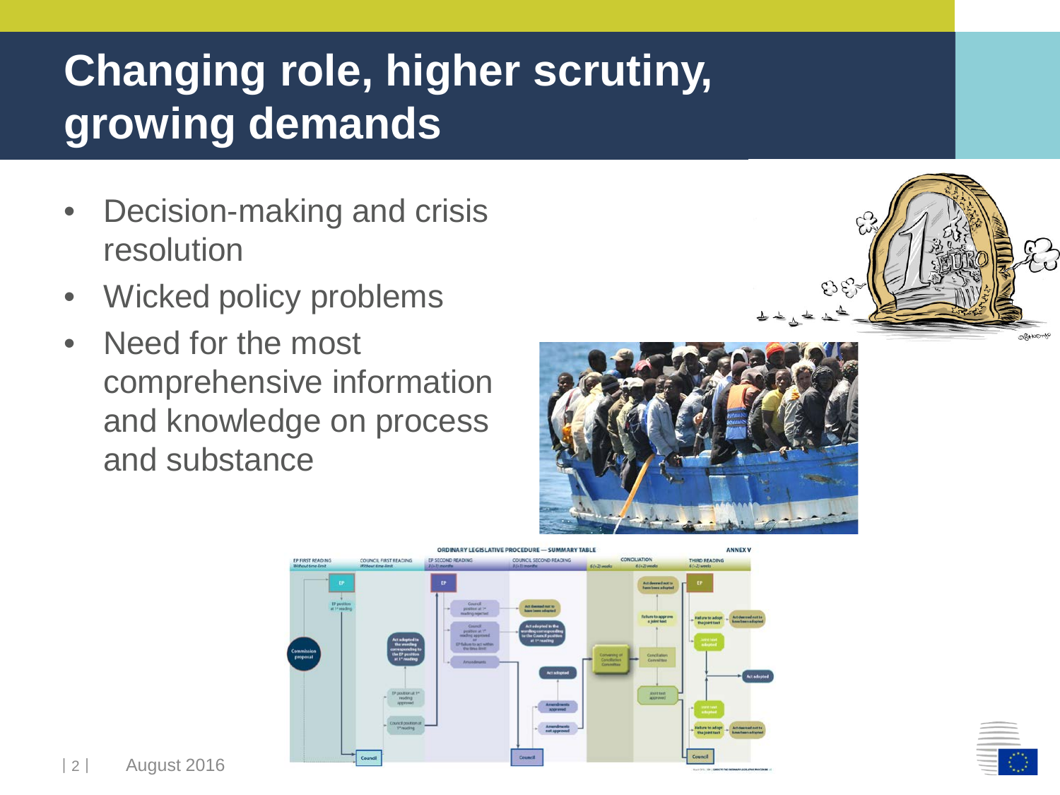# Changing role, higher scrutiny, growing demands

- Decision-making and crisis resolution
- Wicked policy problems
- Need for the most comprehensive information and knowledge on process and substance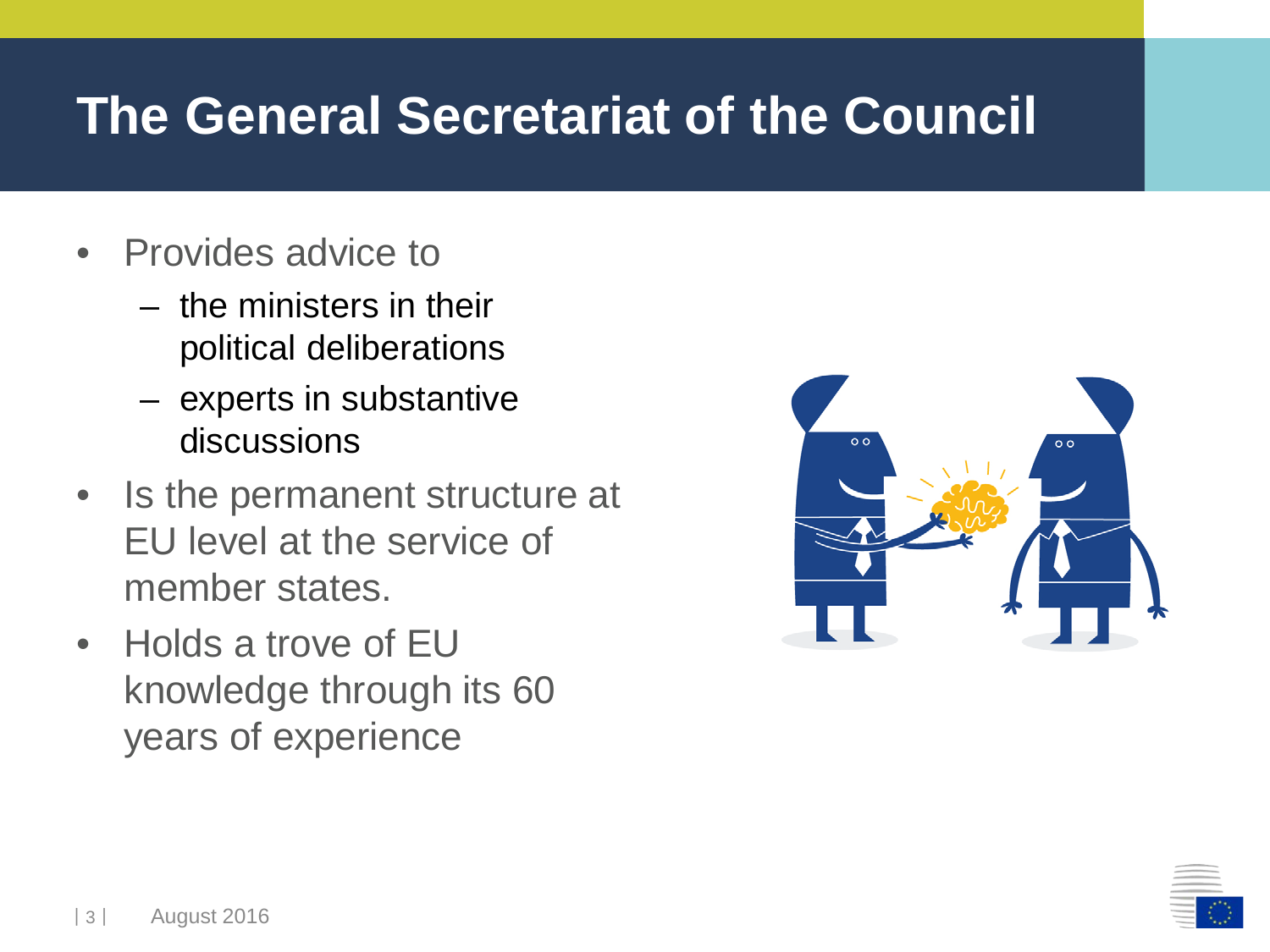# The General Secretariat of the Council

- Provides advice to
  - the ministers in their political deliberations
  - experts in substantive discussions
- Is the permanent structure at EU level at the service of member states.
- Holds a trove of EU knowledge through its 60 years of experience

August 2016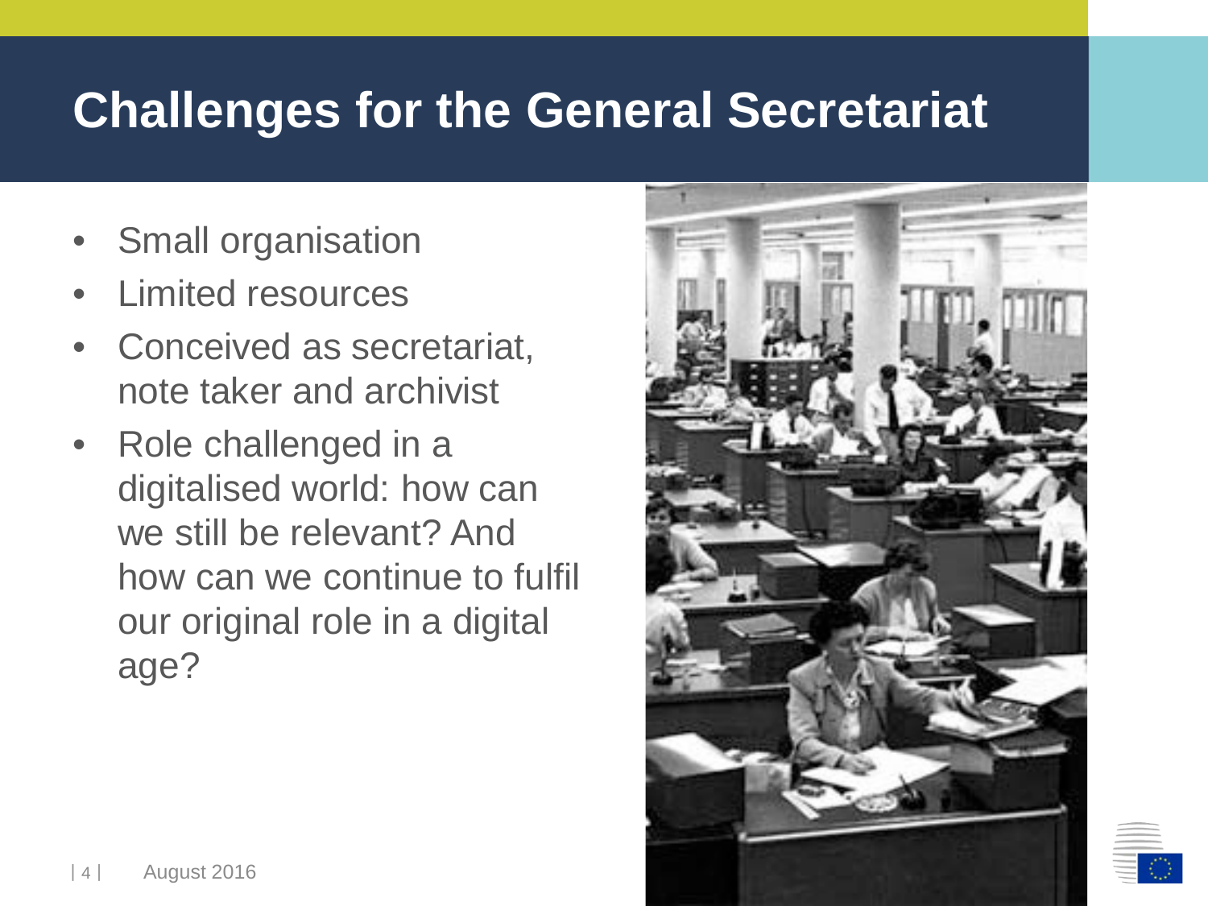# Challenges for the General Secretariat

- Small organisation
- Limited resources
- Conceived as secretariat, note taker and archivist
- Role challenged in a digitalised world: how can we still be relevant? And how can we continue to fulfil our original role in a digital age?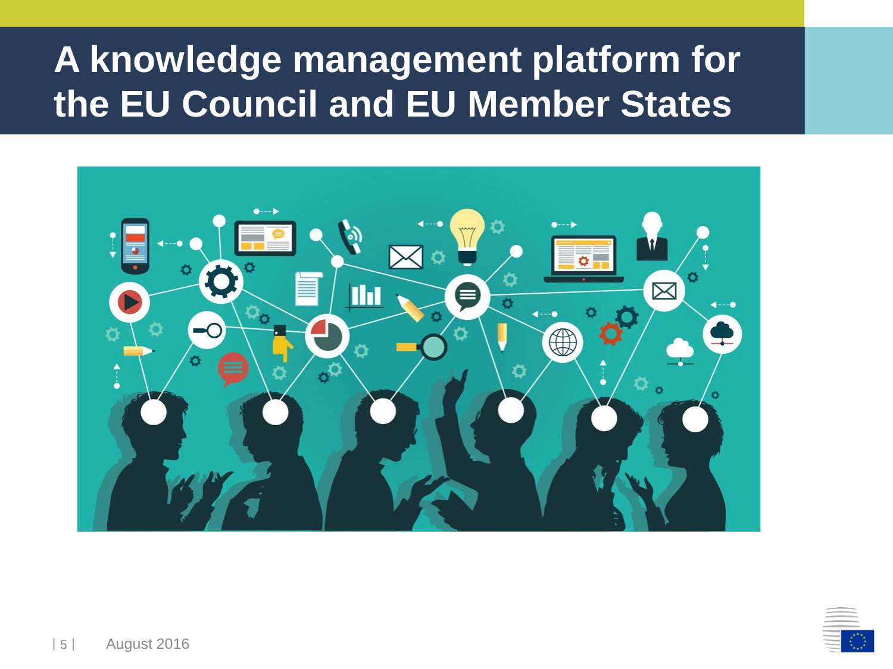# A knowledge management platform for the EU Council and EU Member States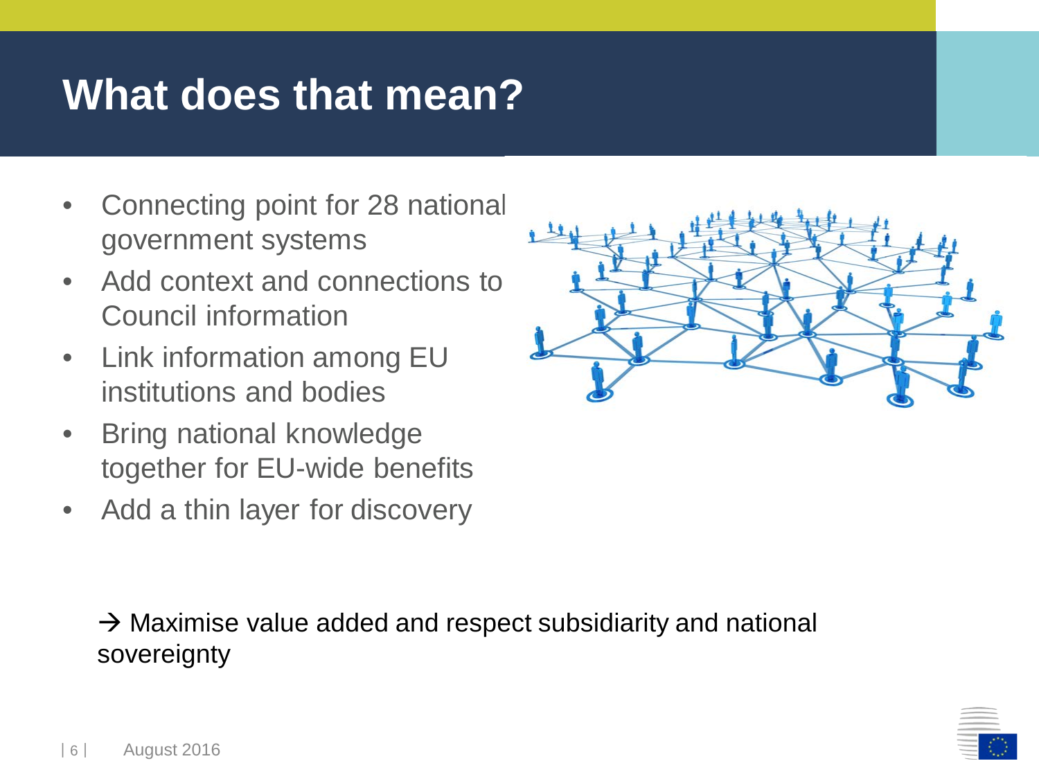# What does that mean?

- Connecting point for 28 national government systems
- Add context and connections to Council information
- Link information among EU institutions and bodies
- Bring national knowledge together for EU-wide benefits
- Add a thin layer for discovery

→ Maximise value added and respect subsidiarity and national sovereignty

August 2016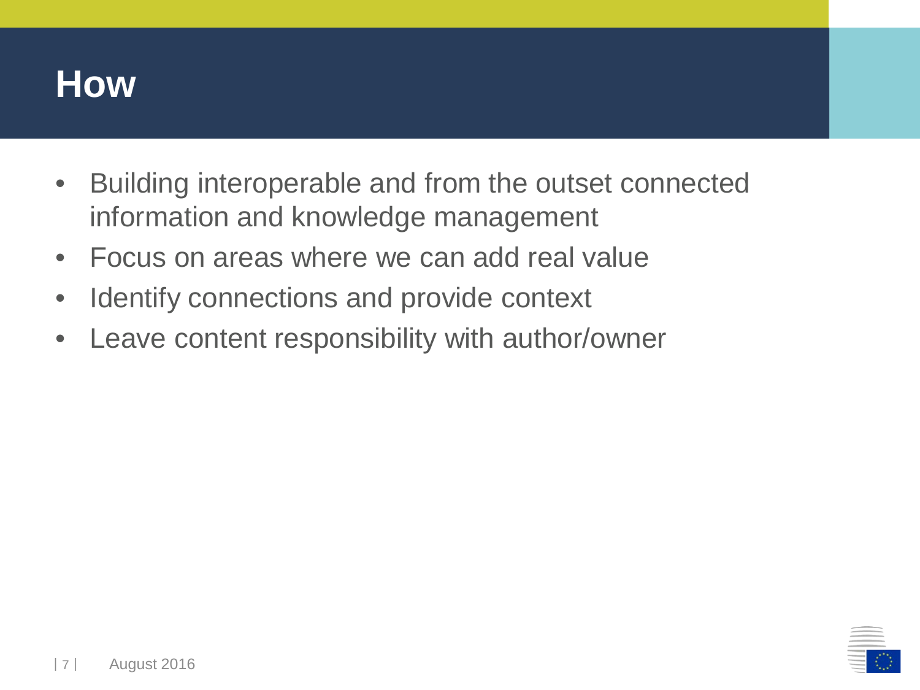# How

- Building interoperable and from the outset connected information and knowledge management
- Focus on areas where we can add real value
- Identify connections and provide context
- Leave content responsibility with author/owner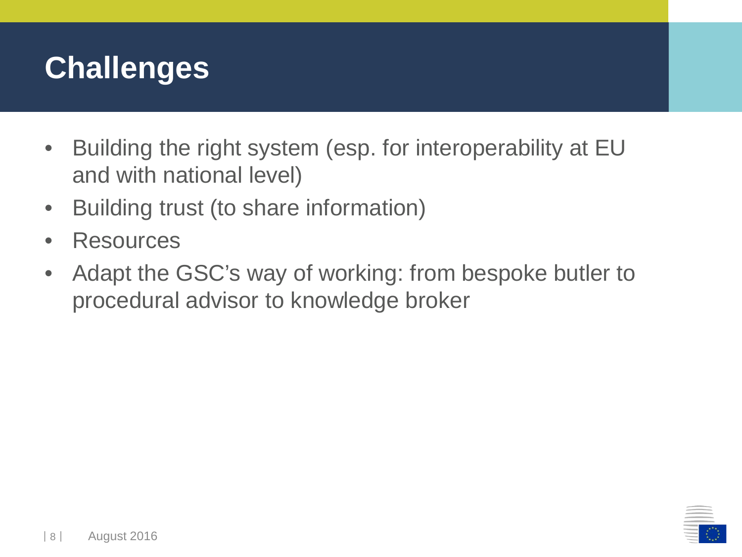# Challenges

- Building the right system (esp. for interoperability at EU and with national level)
- Building trust (to share information)
- Resources
- Adapt the GSC’s way of working: from bespoke butler to procedural advisor to knowledge broker